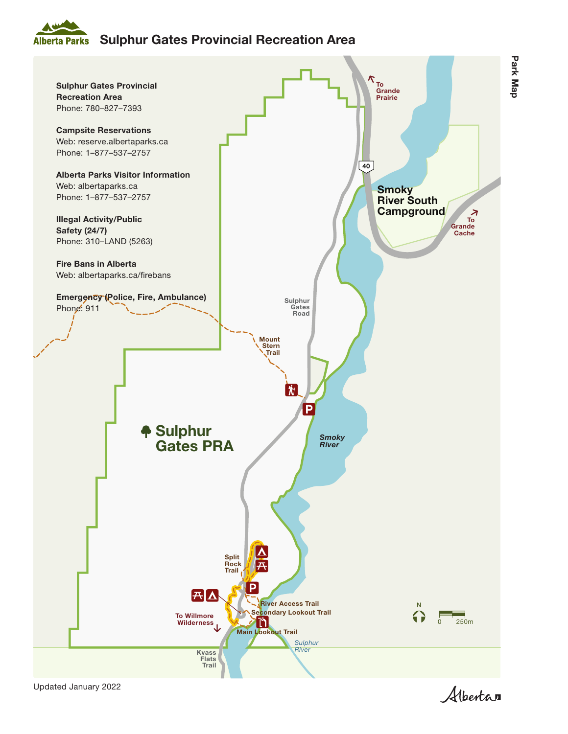# Sulphur Gates Provincial Recreation Area

**Sulphur Gates Provincial Recreation Area**
Phone: 780–827–7393

**Campsite Reservations**
Web: reserve.albertaparks.ca
Phone: 1–877–537–2757

**Alberta Parks Visitor Information**
Web: albertaparks.ca
Phone: 1–877–537–2757

**Illegal Activity/Public Safety (24/7)**
Phone: 310–LAND (5263)

**Fire Bans in Alberta**
Web: albertaparks.ca/firebans

**Emergency (Police, Fire, Ambulance)**
Phone: 911

To Grande Prairie

40

Smoky River South Campground

To Grande Cache

Sulphur Gates Road

Mount Stern Trail

Sulphur Gates PRA

Smoky River

Split Rock Trail

River Access Trail

Secondary Lookout Trail

Main Lookout Trail

To Willmore Wilderness

Kvass Flats Trail

Sulphur River

N

0 250m

Updated January 2022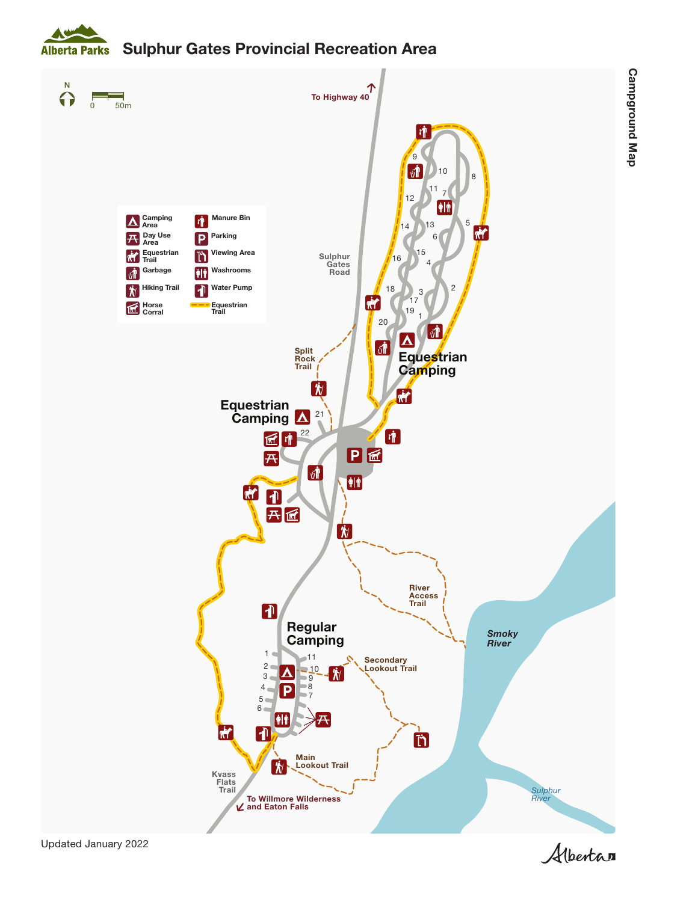# Sulphur Gates Provincial Recreation Area

Campground Map

N

0 50m

To Highway 40

Camping Area

Day Use Area

Equestrian Trail

Garbage

Hiking Trail

Horse Corral

Manure Bin

Parking

Viewing Area

Washrooms

Water Pump

Equestrian Trail

Sulphur Gates Road

Split Rock Trail

Equestrian Camping

Equestrian Camping

River Access Trail

Smoky River

Regular Camping

Secondary Lookout Trail

Main Lookout Trail

Kvass Flats Trail

To Willmore Wilderness and Eaton Falls

Sulphur River

Updated January 2022